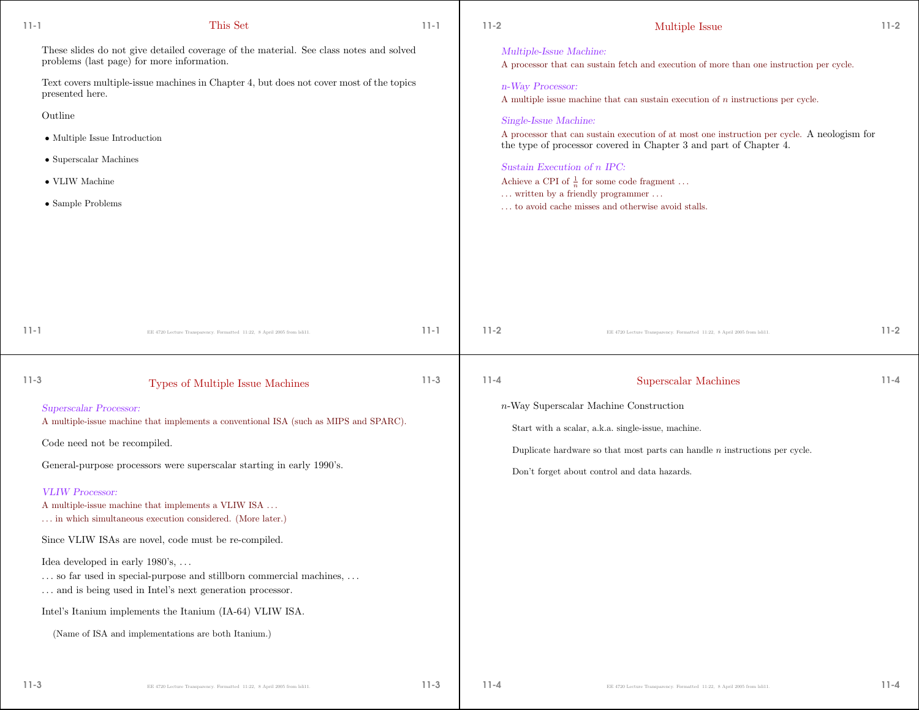## This Set

These slides do not give detailed coverage of the material. See class notes and solved problems (last page) for more information.

Text covers multiple-issue machines in Chapter 4, but does not cover most of the topics presented here.

Outline

- Multiple Issue Introduction
- Superscalar Machines
- VLIW Machine
- Sample Problems

## Multiple Issue

*Multiple-Issue Machine:*
A processor that can sustain fetch and execution of more than one instruction per cycle.

*$n$-Way Processor:*
A multiple issue machine that can sustain execution of $n$ instructions per cycle.

*Single-Issue Machine:*
A processor that can sustain execution of at most one instruction per cycle. A neologism for the type of processor covered in Chapter 3 and part of Chapter 4.

*Sustain Execution of $n$ IPC:*
Achieve a CPI of $\frac{1}{n}$ for some code fragment …
… written by a friendly programmer …
… to avoid cache misses and otherwise avoid stalls.

## Types of Multiple Issue Machines

*Superscalar Processor:*
A multiple-issue machine that implements a conventional ISA (such as MIPS and SPARC).

Code need not be recompiled.

General-purpose processors were superscalar starting in early 1990's.

*VLIW Processor:*
A multiple-issue machine that implements a VLIW ISA …
… in which simultaneous execution considered. (More later.)

Since VLIW ISAs are novel, code must be re-compiled.

Idea developed in early 1980's, …
… so far used in special-purpose and stillborn commercial machines, …
… and is being used in Intel's next generation processor.

Intel's Itanium implements the Itanium (IA-64) VLIW ISA.

(Name of ISA and implementations are both Itanium.)

## Superscalar Machines

$n$-Way Superscalar Machine Construction

Start with a scalar, a.k.a. single-issue, machine.

Duplicate hardware so that most parts can handle $n$ instructions per cycle.

Don't forget about control and data hazards.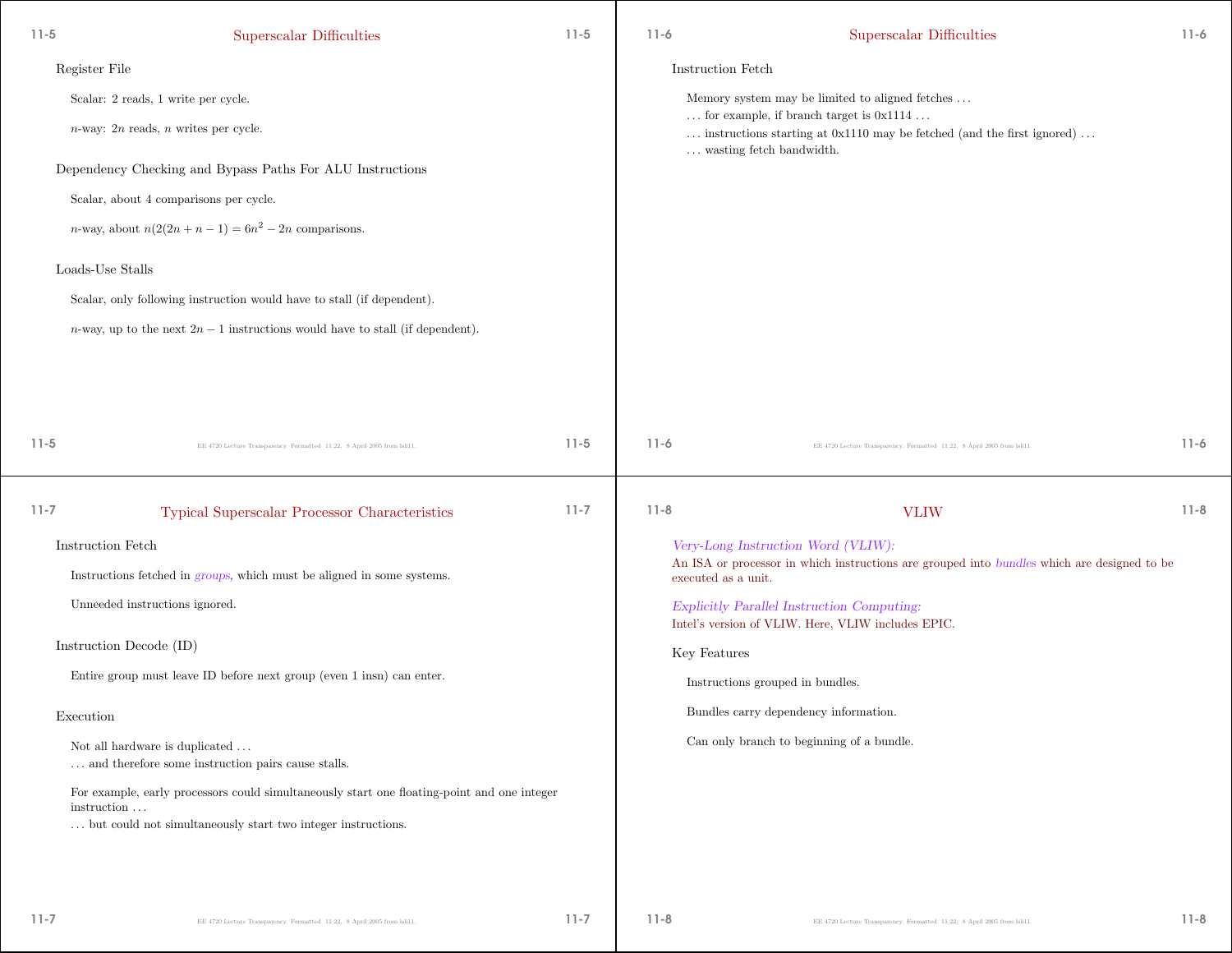## Superscalar Difficulties

### Register File

Scalar: 2 reads, 1 write per cycle.

$n$-way: $2n$ reads, $n$ writes per cycle.

### Dependency Checking and Bypass Paths For ALU Instructions

Scalar, about 4 comparisons per cycle.

$n$-way, about $n(2(2n+n-1) = 6n^2 - 2n$ comparisons.

### Loads-Use Stalls

Scalar, only following instruction would have to stall (if dependent).

$n$-way, up to the next $2n-1$ instructions would have to stall (if dependent).

## Superscalar Difficulties

### Instruction Fetch

Memory system may be limited to aligned fetches ...
... for example, if branch target is 0x1114 ...
... instructions starting at 0x1110 may be fetched (and the first ignored) ...
... wasting fetch bandwidth.

## Typical Superscalar Processor Characteristics

### Instruction Fetch

Instructions fetched in *groups*, which must be aligned in some systems.

Unneeded instructions ignored.

### Instruction Decode (ID)

Entire group must leave ID before next group (even 1 insn) can enter.

### Execution

Not all hardware is duplicated ...
... and therefore some instruction pairs cause stalls.

For example, early processors could simultaneously start one floating-point and one integer instruction ...
... but could not simultaneously start two integer instructions.

## VLIW

*Very-Long Instruction Word (VLIW):*
An ISA or processor in which instructions are grouped into *bundles* which are designed to be executed as a unit.

*Explicitly Parallel Instruction Computing:*
Intel's version of VLIW. Here, VLIW includes EPIC.

### Key Features

Instructions grouped in bundles.

Bundles carry dependency information.

Can only branch to beginning of a bundle.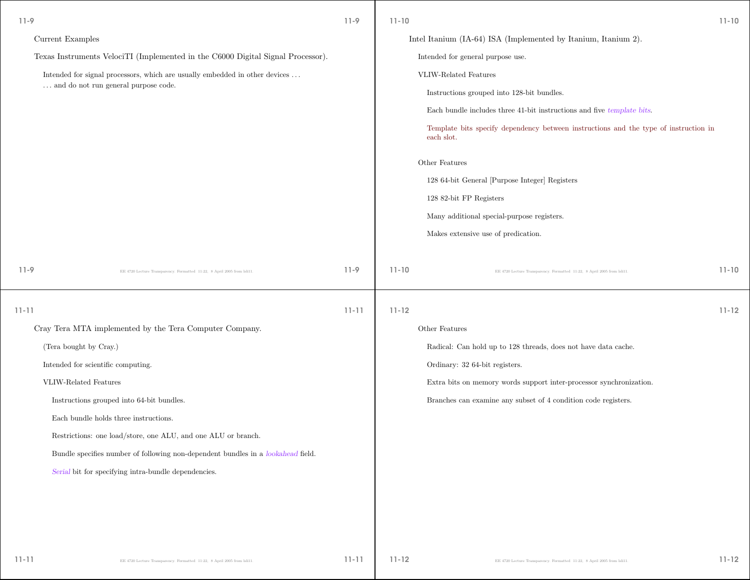Current Examples

Texas Instruments VelociTI (Implemented in the C6000 Digital Signal Processor).

- Intended for signal processors, which are usually embedded in other devices . . .
  . . . and do not run general purpose code.

Intel Itanium (IA-64) ISA (Implemented by Itanium, Itanium 2).

- Intended for general purpose use.
- VLIW-Related Features
  - Instructions grouped into 128-bit bundles.
  - Each bundle includes three 41-bit instructions and five *template bits*.
  - Template bits specify dependency between instructions and the type of instruction in each slot.
- Other Features
  - 128 64-bit General [Purpose Integer] Registers
  - 128 82-bit FP Registers
  - Many additional special-purpose registers.
  - Makes extensive use of predication.

Cray Tera MTA implemented by the Tera Computer Company.

- (Tera bought by Cray.)
- Intended for scientific computing.
- VLIW-Related Features
  - Instructions grouped into 64-bit bundles.
  - Each bundle holds three instructions.
  - Restrictions: one load/store, one ALU, and one ALU or branch.
  - Bundle specifies number of following non-dependent bundles in a *lookahead* field.
  - *Serial* bit for specifying intra-bundle dependencies.
- Other Features
  - Radical: Can hold up to 128 threads, does not have data cache.
  - Ordinary: 32 64-bit registers.
  - Extra bits on memory words support inter-processor synchronization.
  - Branches can examine any subset of 4 condition code registers.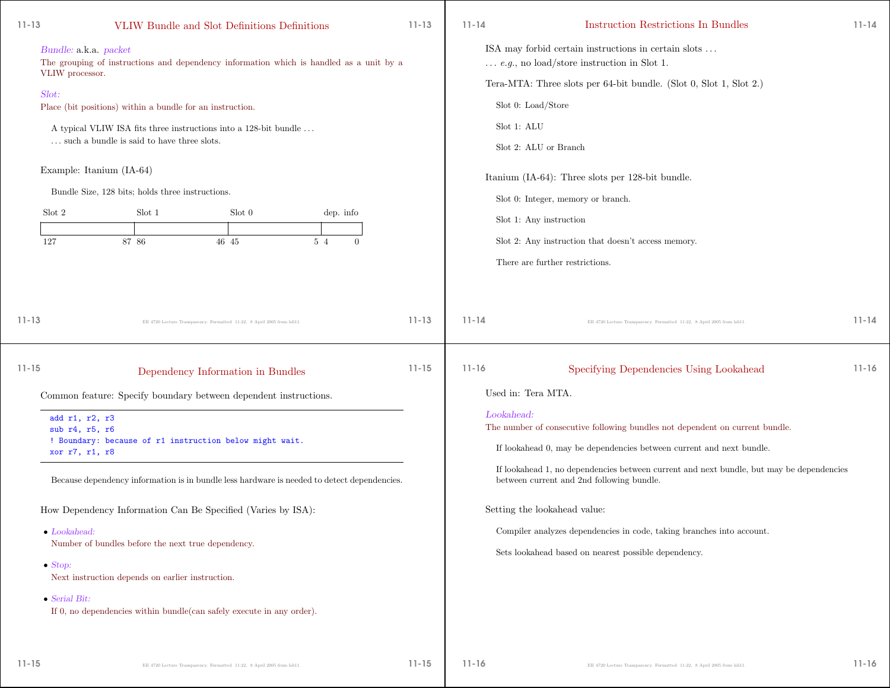## VLIW Bundle and Slot Definitions Definitions

*Bundle:* a.k.a. *packet*
The grouping of instructions and dependency information which is handled as a unit by a VLIW processor.

*Slot:*
Place (bit positions) within a bundle for an instruction.

A typical VLIW ISA fits three instructions into a 128-bit bundle . . .
. . . such a bundle is said to have three slots.

Example: Itanium (IA-64)

Bundle Size, 128 bits; holds three instructions.

| Slot 2 | Slot 1 | Slot 0 | dep. info |
|---|---|---|---|
| 127–87 | 86–46 | 45–5 | 4–0 |

## Instruction Restrictions In Bundles

ISA may forbid certain instructions in certain slots . . .
. . . *e.g.*, no load/store instruction in Slot 1.

Tera-MTA: Three slots per 64-bit bundle. (Slot 0, Slot 1, Slot 2.)

Slot 0: Load/Store

Slot 1: ALU

Slot 2: ALU or Branch

Itanium (IA-64): Three slots per 128-bit bundle.

Slot 0: Integer, memory or branch.

Slot 1: Any instruction

Slot 2: Any instruction that doesn't access memory.

There are further restrictions.

## Dependency Information in Bundles

Common feature: Specify boundary between dependent instructions.

```
add r1, r2, r3
sub r4, r5, r6
! Boundary: because of r1 instruction below might wait.
xor r7, r1, r8
```

Because dependency information is in bundle less hardware is needed to detect dependencies.

How Dependency Information Can Be Specified (Varies by ISA):

- *Lookahead:*
  Number of bundles before the next true dependency.
- *Stop:*
  Next instruction depends on earlier instruction.
- *Serial Bit:*
  If 0, no dependencies within bundle(can safely execute in any order).

## Specifying Dependencies Using Lookahead

Used in: Tera MTA.

*Lookahead:*
The number of consecutive following bundles not dependent on current bundle.

If lookahead 0, may be dependencies between current and next bundle.

If lookahead 1, no dependencies between current and next bundle, but may be dependencies between current and 2nd following bundle.

Setting the lookahead value:

Compiler analyzes dependencies in code, taking branches into account.

Sets lookahead based on nearest possible dependency.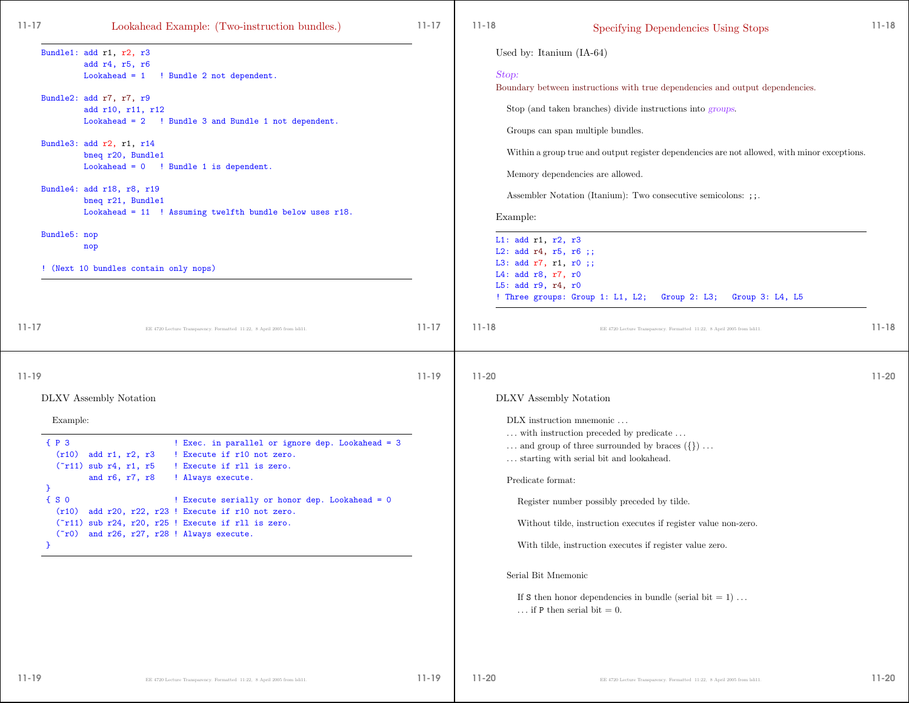## Lookahead Example: (Two-instruction bundles.)

```
Bundle1: add r1, r2, r3
         add r4, r5, r6
         Lookahead = 1   ! Bundle 2 not dependent.

Bundle2: add r7, r7, r9
         add r10, r11, r12
         Lookahead = 2   ! Bundle 3 and Bundle 1 not dependent.

Bundle3: add r2, r1, r14
         bneq r20, Bundle1
         Lookahead = 0   ! Bundle 1 is dependent.

Bundle4: add r18, r8, r19
         bneq r21, Bundle1
         Lookahead = 11  ! Assuming twelfth bundle below uses r18.

Bundle5: nop
         nop

! (Next 10 bundles contain only nops)
```

## Specifying Dependencies Using Stops

Used by: Itanium (IA-64)

*Stop:*
Boundary between instructions with true dependencies and output dependencies.

Stop (and taken branches) divide instructions into *groups*.

Groups can span multiple bundles.

Within a group true and output register dependencies are not allowed, with minor exceptions.

Memory dependencies are allowed.

Assembler Notation (Itanium): Two consecutive semicolons: `;;`.

Example:

```
L1: add r1, r2, r3
L2: add r4, r5, r6 ;;
L3: add r7, r1, r0 ;;
L4: add r8, r7, r0
L5: add r9, r4, r0
! Three groups: Group 1: L1, L2;   Group 2: L3;   Group 3: L4, L5
```

DLXV Assembly Notation

Example:

```
{ P 3                     ! Exec. in parallel or ignore dep. Lookahead = 3
  (r10)  add r1, r2, r3    ! Execute if r10 not zero.
  (~r11) sub r4, r1, r5    ! Execute if r11 is zero.
         and r6, r7, r8    ! Always execute.
}
{ S 0                     ! Execute serially or honor dep. Lookahead = 0
  (r10)  add r20, r22, r23 ! Execute if r10 not zero.
  (~r11) sub r24, r20, r25 ! Execute if r11 is zero.
  (~r0)  and r26, r27, r28 ! Always execute.
}
```

DLXV Assembly Notation

DLX instruction mnemonic ...
... with instruction preceded by predicate ...
... and group of three surrounded by braces ({}) ...
... starting with serial bit and lookahead.

Predicate format:

Register number possibly preceded by tilde.

Without tilde, instruction executes if register value non-zero.

With tilde, instruction executes if register value zero.

Serial Bit Mnemonic

If `S` then honor dependencies in bundle (serial bit = 1) ...
... if `P` then serial bit = 0.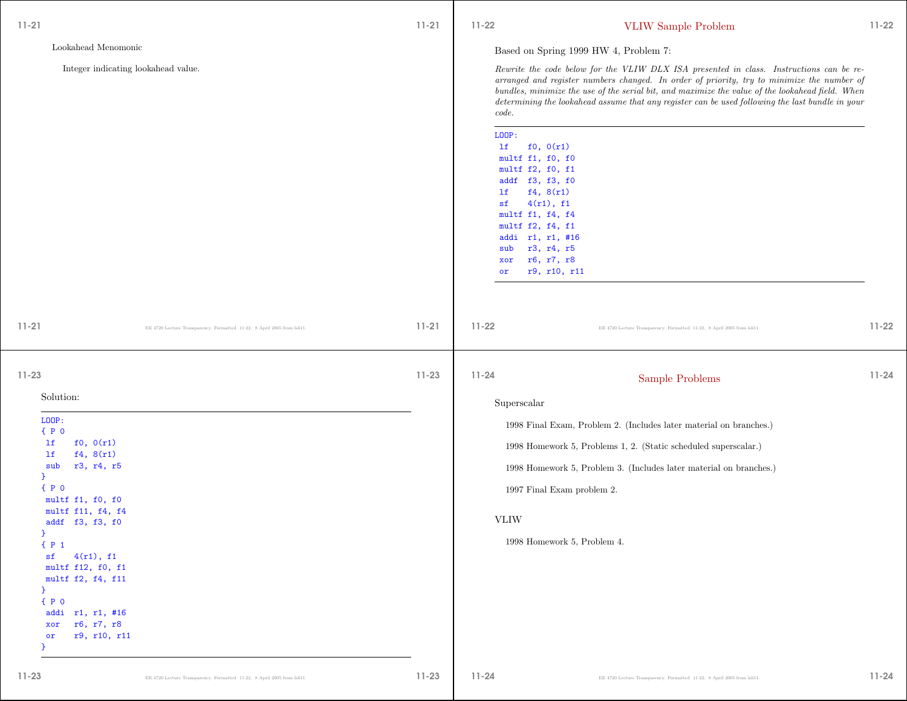Lookahead Menomonic

Integer indicating lookahead value.

## VLIW Sample Problem

Based on Spring 1999 HW 4, Problem 7:

*Rewrite the code below for the VLIW DLX ISA presented in class. Instructions can be re-arranged and register numbers changed. In order of priority, try to minimize the number of bundles, minimize the use of the serial bit, and maximize the value of the lookahead field. When determining the lookahead assume that any register can be used following the last bundle in your code.*

```
LOOP:
 lf    f0, 0(r1)
 multf f1, f0, f0
 multf f2, f0, f1
 addf  f3, f3, f0
 lf    f4, 8(r1)
 sf    4(r1), f1
 multf f1, f4, f4
 multf f2, f4, f1
 addi  r1, r1, #16
 sub   r3, r4, r5
 xor   r6, r7, r8
 or    r9, r10, r11
```

Solution:

```
LOOP:
{ P 0
 lf    f0, 0(r1)
 lf    f4, 8(r1)
 sub   r3, r4, r5
}
{ P 0
 multf f1, f0, f0
 multf f11, f4, f4
 addf  f3, f3, f0
}
{ P 1
 sf    4(r1), f1
 multf f12, f0, f1
 multf f2, f4, f11
}
{ P 0
 addi  r1, r1, #16
 xor   r6, r7, r8
 or    r9, r10, r11
}
```

## Sample Problems

Superscalar

1998 Final Exam, Problem 2. (Includes later material on branches.)

1998 Homework 5, Problems 1, 2. (Static scheduled superscalar.)

1998 Homework 5, Problem 3. (Includes later material on branches.)

1997 Final Exam problem 2.

VLIW

1998 Homework 5, Problem 4.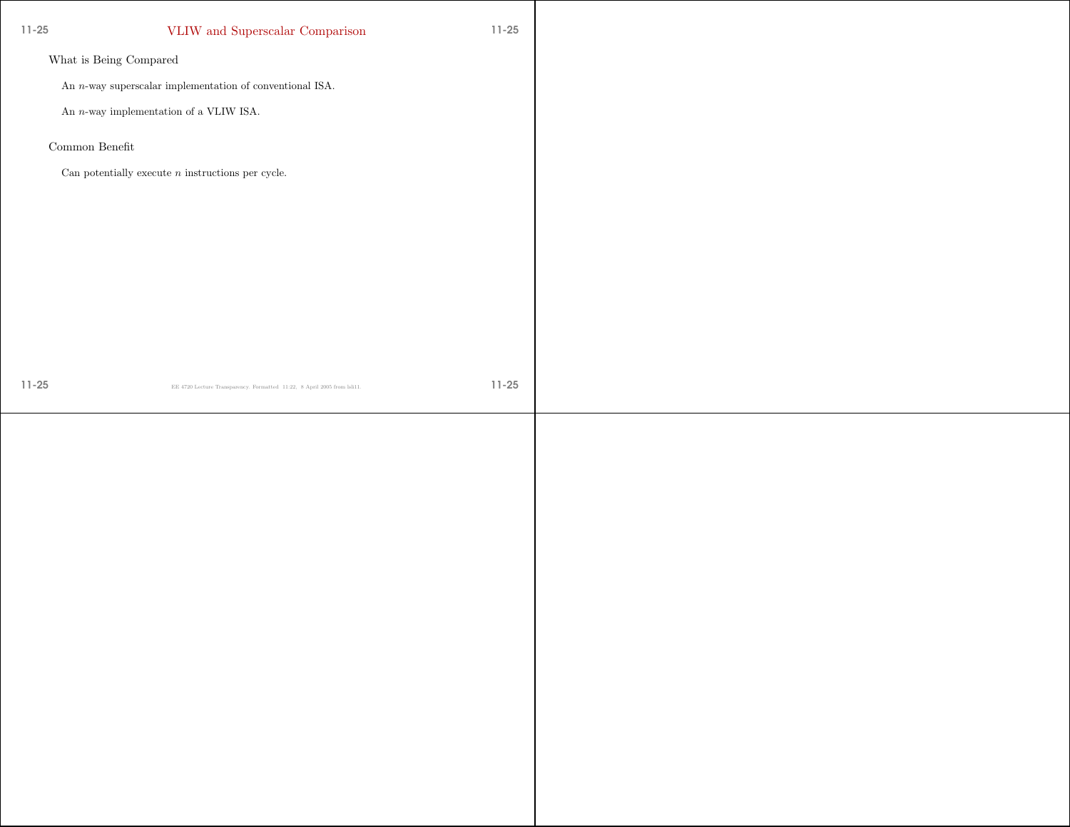# VLIW and Superscalar Comparison

What is Being Compared

An $n$-way superscalar implementation of conventional ISA.

An $n$-way implementation of a VLIW ISA.

Common Benefit

Can potentially execute $n$ instructions per cycle.